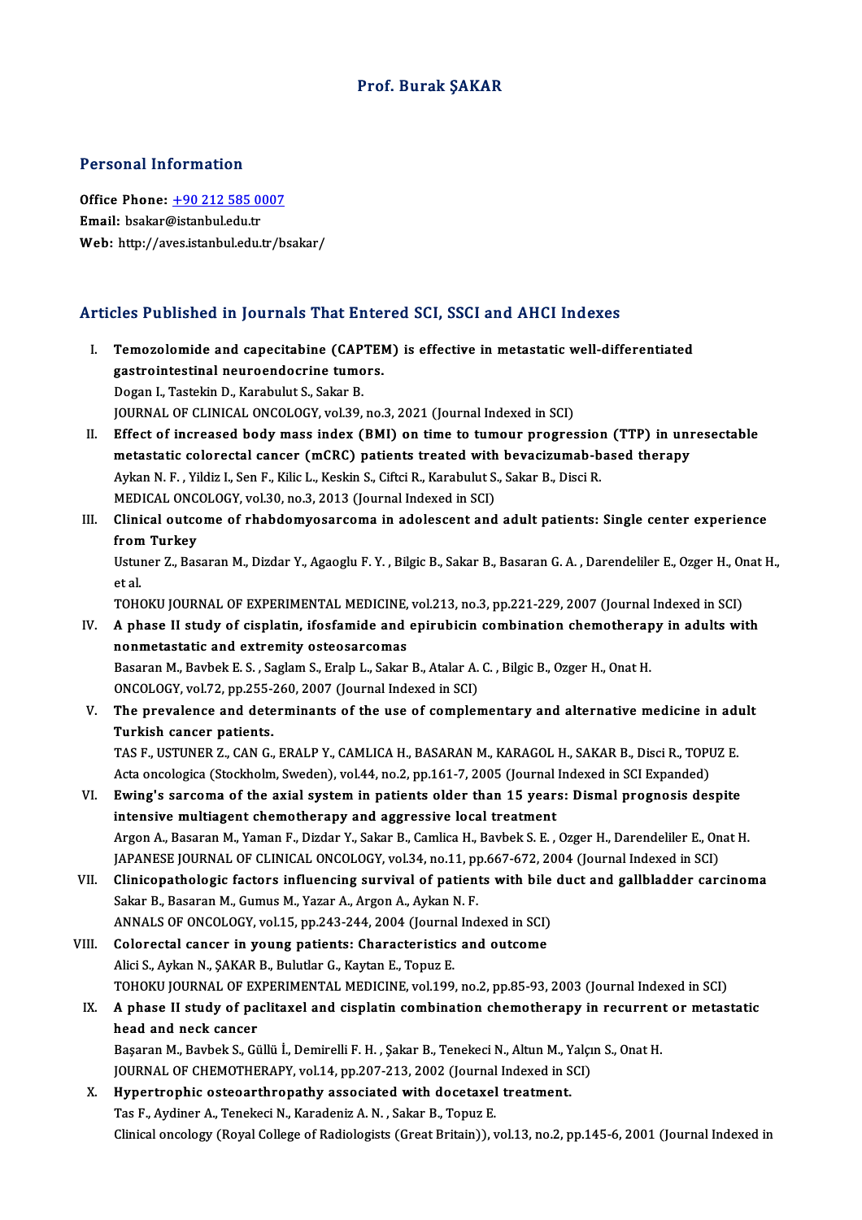# Prof. Burak ŞAKAR

## Personal Information

**Office Phone:** +90 212 585 0007
**Email:** bsakar@istanbul.edu.tr
**Web:** http://aves.istanbul.edu.tr/bsakar/

## Articles Published in Journals That Entered SCI, SSCI and AHCI Indexes

I. **Temozolomide and capecitabine (CAPTEM) is effective in metastatic well-differentiated gastrointestinal neuroendocrine tumors.**
Dogan I., Tastekin D., Karabulut S., Sakar B.
JOURNAL OF CLINICAL ONCOLOGY, vol.39, no.3, 2021 (Journal Indexed in SCI)

II. **Effect of increased body mass index (BMI) on time to tumour progression (TTP) in unresectable metastatic colorectal cancer (mCRC) patients treated with bevacizumab-based therapy**
Aykan N. F. , Yildiz I., Sen F., Kilic L., Keskin S., Ciftci R., Karabulut S., Sakar B., Disci R.
MEDICAL ONCOLOGY, vol.30, no.3, 2013 (Journal Indexed in SCI)

III. **Clinical outcome of rhabdomyosarcoma in adolescent and adult patients: Single center experience from Turkey**
Ustuner Z., Basaran M., Dizdar Y., Agaoglu F. Y. , Bilgic B., Sakar B., Basaran G. A. , Darendeliler E., Ozger H., Onat H., et al.
TOHOKU JOURNAL OF EXPERIMENTAL MEDICINE, vol.213, no.3, pp.221-229, 2007 (Journal Indexed in SCI)

IV. **A phase II study of cisplatin, ifosfamide and epirubicin combination chemotherapy in adults with nonmetastatic and extremity osteosarcomas**
Basaran M., Bavbek E. S. , Saglam S., Eralp L., Sakar B., Atalar A. C. , Bilgic B., Ozger H., Onat H.
ONCOLOGY, vol.72, pp.255-260, 2007 (Journal Indexed in SCI)

V. **The prevalence and determinants of the use of complementary and alternative medicine in adult Turkish cancer patients.**
TAS F., USTUNER Z., CAN G., ERALP Y., CAMLICA H., BASARAN M., KARAGOL H., SAKAR B., Disci R., TOPUZ E.
Acta oncologica (Stockholm, Sweden), vol.44, no.2, pp.161-7, 2005 (Journal Indexed in SCI Expanded)

VI. **Ewing's sarcoma of the axial system in patients older than 15 years: Dismal prognosis despite intensive multiagent chemotherapy and aggressive local treatment**
Argon A., Basaran M., Yaman F., Dizdar Y., Sakar B., Camlica H., Bavbek S. E. , Ozger H., Darendeliler E., Onat H.
JAPANESE JOURNAL OF CLINICAL ONCOLOGY, vol.34, no.11, pp.667-672, 2004 (Journal Indexed in SCI)

VII. **Clinicopathologic factors influencing survival of patients with bile duct and gallbladder carcinoma**
Sakar B., Basaran M., Gumus M., Yazar A., Argon A., Aykan N. F.
ANNALS OF ONCOLOGY, vol.15, pp.243-244, 2004 (Journal Indexed in SCI)

VIII. **Colorectal cancer in young patients: Characteristics and outcome**
Alici S., Aykan N., ŞAKAR B., Bulutlar G., Kaytan E., Topuz E.
TOHOKU JOURNAL OF EXPERIMENTAL MEDICINE, vol.199, no.2, pp.85-93, 2003 (Journal Indexed in SCI)

IX. **A phase II study of paclitaxel and cisplatin combination chemotherapy in recurrent or metastatic head and neck cancer**
Başaran M., Bavbek S., Güllü İ., Demirelli F. H. , Şakar B., Tenekeci N., Altun M., Yalçın S., Onat H.
JOURNAL OF CHEMOTHERAPY, vol.14, pp.207-213, 2002 (Journal Indexed in SCI)

X. **Hypertrophic osteoarthropathy associated with docetaxel treatment.**
Tas F., Aydiner A., Tenekeci N., Karadeniz A. N. , Sakar B., Topuz E.
Clinical oncology (Royal College of Radiologists (Great Britain)), vol.13, no.2, pp.145-6, 2001 (Journal Indexed in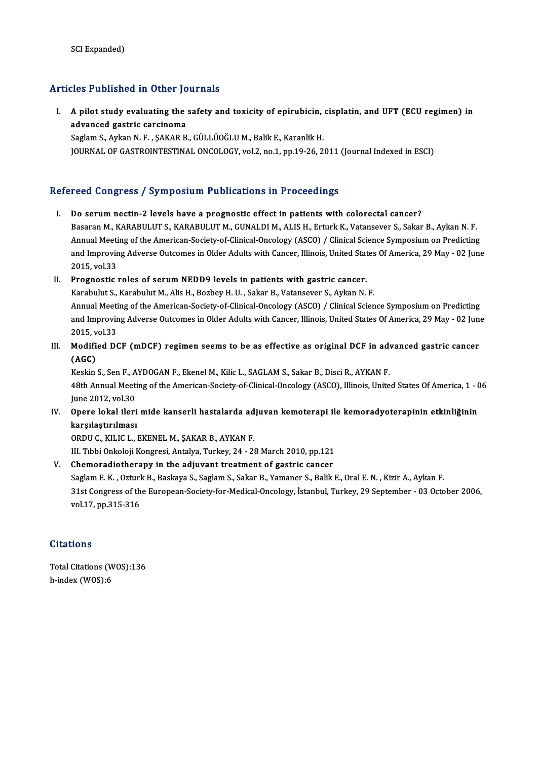SCI Expanded)

## Articles Published in Other Journals

I. **A pilot study evaluating the safety and toxicity of epirubicin, cisplatin, and UFT (ECU regimen) in advanced gastric carcinoma**
Saglam S., Aykan N. F. , ŞAKAR B., GÜLLÜOĞLU M., Balik E., Karanlik H.
JOURNAL OF GASTROINTESTINAL ONCOLOGY, vol.2, no.1, pp.19-26, 2011 (Journal Indexed in ESCI)

## Refereed Congress / Symposium Publications in Proceedings

I. **Do serum nectin-2 levels have a prognostic effect in patients with colorectal cancer?**
Basaran M., KARABULUT S., KARABULUT M., GUNALDI M., ALIS H., Erturk K., Vatansever S., Sakar B., Aykan N. F.
Annual Meeting of the American-Society-of-Clinical-Oncology (ASCO) / Clinical Science Symposium on Predicting and Improving Adverse Outcomes in Older Adults with Cancer, Illinois, United States Of America, 29 May - 02 June 2015, vol.33

II. **Prognostic roles of serum NEDD9 levels in patients with gastric cancer.**
Karabulut S., Karabulut M., Alis H., Bozbey H. U. , Sakar B., Vatansever S., Aykan N. F.
Annual Meeting of the American-Society-of-Clinical-Oncology (ASCO) / Clinical Science Symposium on Predicting and Improving Adverse Outcomes in Older Adults with Cancer, Illinois, United States Of America, 29 May - 02 June 2015, vol.33

III. **Modified DCF (mDCF) regimen seems to be as effective as original DCF in advanced gastric cancer (AGC)**
Keskin S., Sen F., AYDOGAN F., Ekenel M., Kilic L., SAGLAM S., Sakar B., Disci R., AYKAN F.
48th Annual Meeting of the American-Society-of-Clinical-Oncology (ASCO), Illinois, United States Of America, 1 - 06 June 2012, vol.30

IV. **Opere lokal ileri mide kanserli hastalarda adjuvan kemoterapi ile kemoradyoterapinin etkinliğinin karşılaştırılması**
ORDU C., KILIC L., EKENEL M., ŞAKAR B., AYKAN F.
III. Tıbbi Onkoloji Kongresi, Antalya, Turkey, 24 - 28 March 2010, pp.121

V. **Chemoradiotherapy in the adjuvant treatment of gastric cancer**
Saglam E. K. , Ozturk B., Baskaya S., Saglam S., Sakar B., Yamaner S., Balik E., Oral E. N. , Kizir A., Aykan F.
31st Congress of the European-Society-for-Medical-Oncology, İstanbul, Turkey, 29 September - 03 October 2006, vol.17, pp.315-316

## Citations

Total Citations (WOS):136
h-index (WOS):6